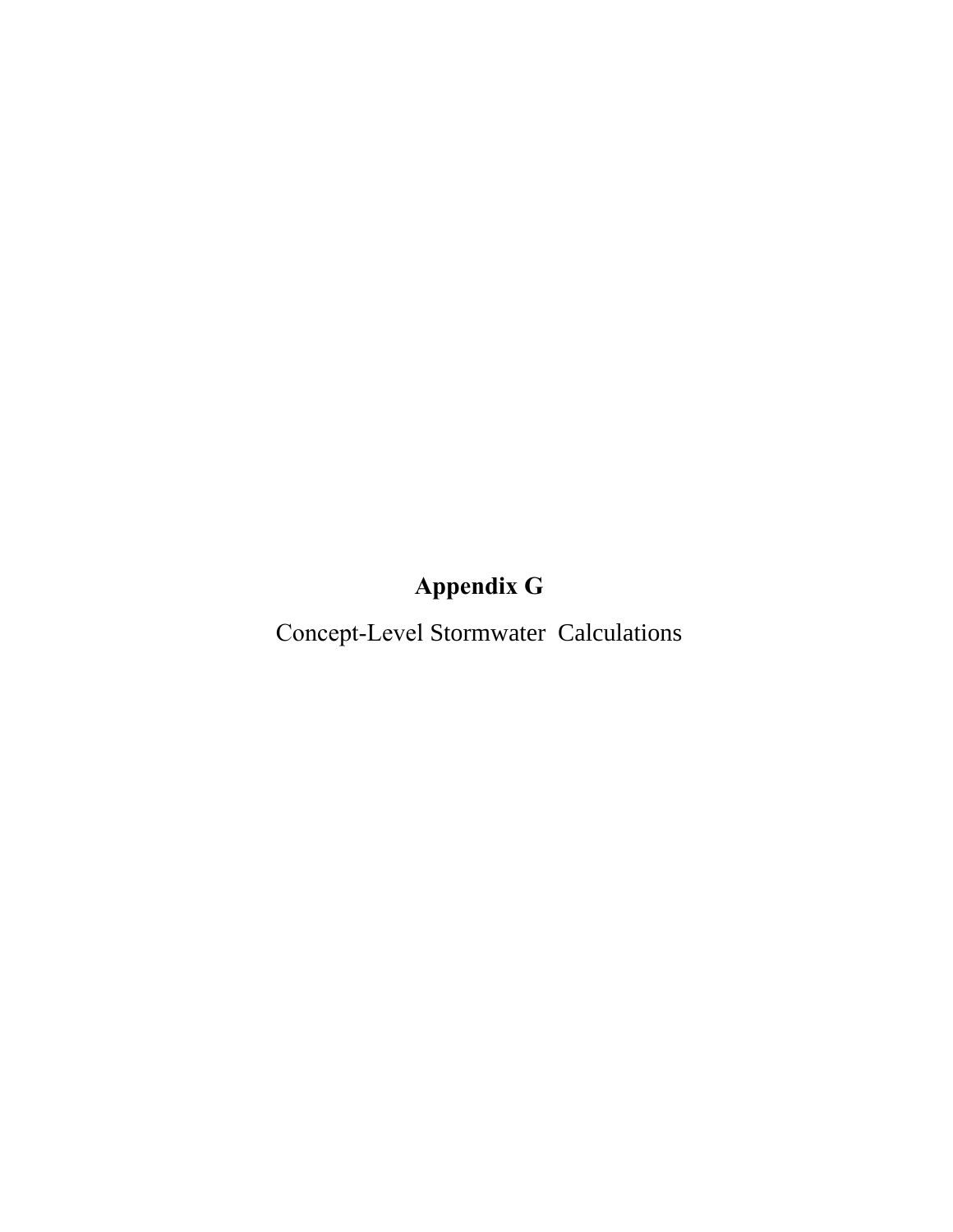# Appendix G

Concept-Level Stormwater  Calculations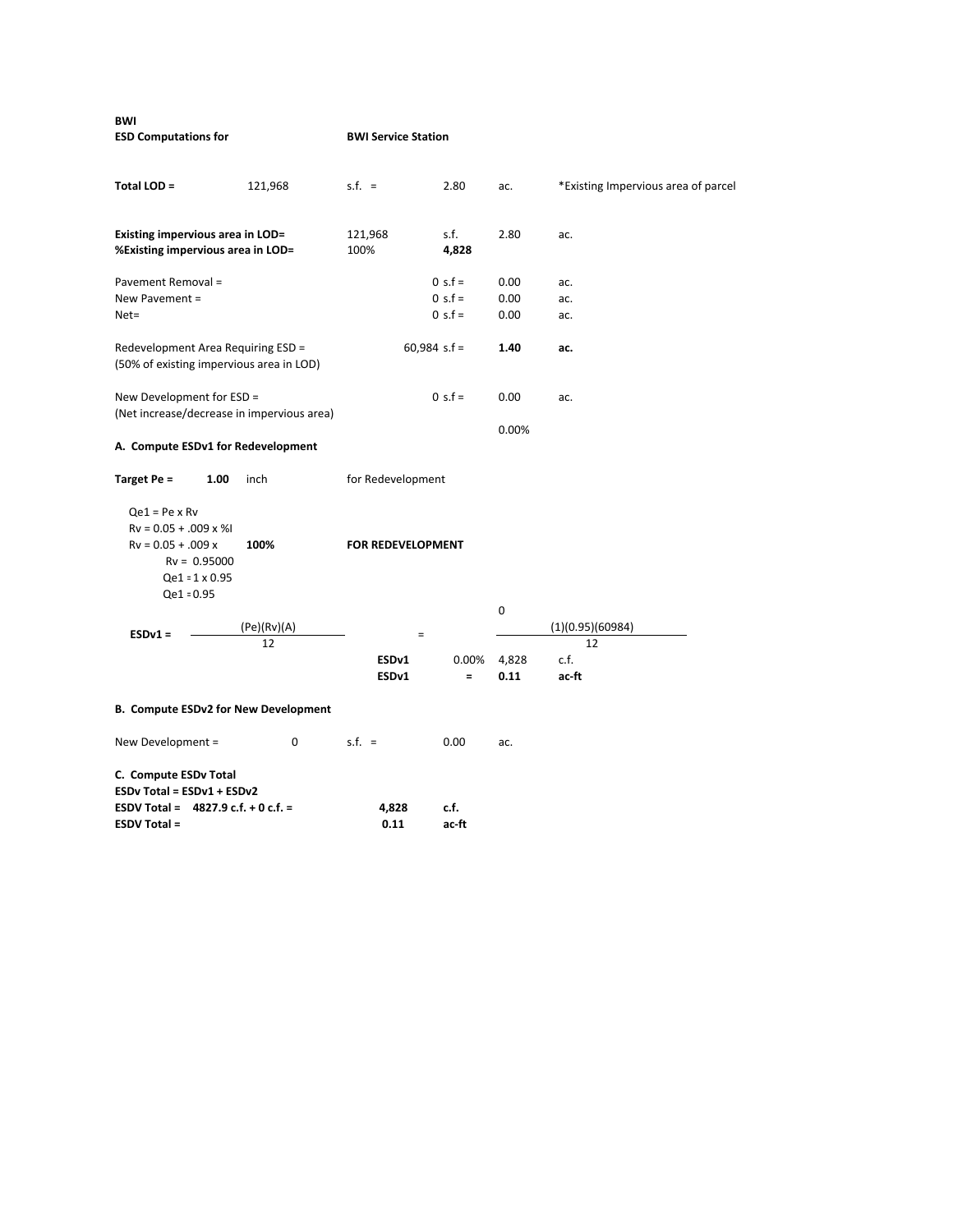**BWI**

**ESD Computations for** **BWI Service Station**

| | | | | | |
|---|---|---|---|---|---|
| **Total LOD =** | 121,968 | s.f. = | 2.80 | ac. | *Existing Impervious area of parcel |
| **Existing impervious area in LOD=** | 121,968 | s.f. | 2.80 | ac. | |
| **%Existing impervious area in LOD=** | 100% | **4,828** | | | |
| Pavement Removal = | | 0 s.f = | 0.00 | ac. | |
| New Pavement = | | 0 s.f = | 0.00 | ac. | |
| Net= | | 0 s.f = | 0.00 | ac. | |
| Redevelopment Area Requiring ESD = (50% of existing impervious area in LOD) | | 60,984 s.f = | **1.40** | **ac.** | |
| New Development for ESD = (Net increase/decrease in impervious area) | | 0 s.f = | 0.00 | ac. | |
| | | | 0.00% | | |

**A. Compute ESDv1 for Redevelopment**

**Target Pe =** **1.00** inch for Redevelopment

Qe1 = Pe x Rv

Rv = 0.05 + .009 x %I

Rv = 0.05 + .009 x **100%** **FOR REDEVELOPMENT**

Rv = 0.95000

Qe1 = 1 x 0.95

Qe1 = 0.95

0

$$\textbf{ESDv1} = \frac{(Pe)(Rv)(A)}{12} = \frac{(1)(0.95)(60984)}{12}$$

| | | | |
|---|---|---|---|
| **ESDv1** | 0.00% | 4,828 | c.f. |
| **ESDv1** | **=** | **0.11** | **ac-ft** |

**B. Compute ESDv2 for New Development**

New Development = 0 s.f. = 0.00 ac.

**C. Compute ESDv Total**

**ESDv Total = ESDv1 + ESDv2**

**ESDV Total = 4827.9 c.f. + 0 c.f. =** **4,828** **c.f.**

**ESDV Total =** **0.11** **ac-ft**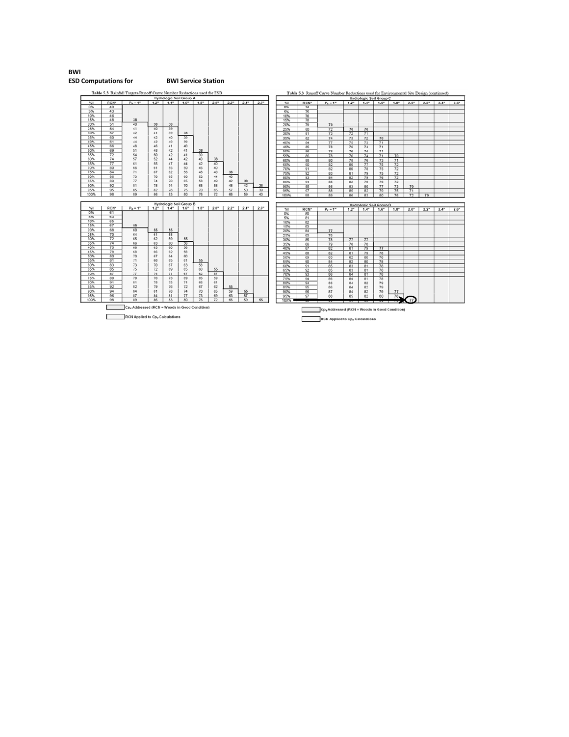**BWI**

**ESD Computations for BWI Service Station**

**Table 5.3 Rainfall Targets/Runoff Curve Number Reductions used for ESD**

| Hydrologic Soil Group A | | | | | | | | | | |
|---|---|---|---|---|---|---|---|---|---|---|
| %I | RCN* | $P_E$ = 1" | 1.2" | 1.4" | 1.6" | 1.8" | 2.0" | 2.2" | 2.4" | 2.6" |
| 0% | 40 | | | | | | | | | |
| 5% | 43 | | | | | | | | | |
| 10% | 46 | | | | | | | | | |
| 15% | 48 | 38 | | | | | | | | |
| 20% | 51 | 40 | 38 | 38 | | | | | | |
| 25% | 54 | 41 | 40 | 39 | | | | | | |
| 30% | 57 | 42 | 41 | 39 | 38 | | | | | |
| 35% | 60 | 44 | 42 | 40 | 39 | | | | | |
| 40% | 61 | 44 | 42 | 40 | 39 | | | | | |
| 45% | 66 | 48 | 46 | 41 | 40 | | | | | |
| 50% | 69 | 51 | 48 | 42 | 41 | 38 | | | | |
| 55% | 72 | 54 | 50 | 42 | 41 | 39 | | | | |
| 60% | 74 | 57 | 52 | 44 | 42 | 40 | 38 | | | |
| 65% | 77 | 61 | 55 | 47 | 44 | 42 | 40 | | | |
| 70% | 80 | 66 | 61 | 55 | 50 | 45 | 40 | | | |
| 75% | 84 | 71 | 67 | 62 | 56 | 48 | 40 | 38 | | |
| 80% | 86 | 73 | 70 | 65 | 60 | 52 | 44 | 40 | | |
| 85% | 89 | 77 | 74 | 70 | 65 | 58 | 49 | 42 | 38 | |
| 90% | 92 | 81 | 78 | 74 | 70 | 65 | 58 | 48 | 42 | 38 |
| 95% | 95 | 85 | 82 | 78 | 75 | 70 | 65 | 57 | 50 | 39 |
| 100% | 98 | 89 | 86 | 83 | 80 | 76 | 72 | 66 | 59 | 40 |

| Hydrologic Soil Group B | | | | | | | | | | |
|---|---|---|---|---|---|---|---|---|---|---|
| %I | RCN* | $P_E$ = 1" | 1.2" | 1.4" | 1.6" | 1.8" | 2.0" | 2.2" | 2.4" | 2.6" |
| 0% | 61 | | | | | | | | | |
| 5% | 63 | | | | | | | | | |
| 10% | 65 | | | | | | | | | |
| 15% | 67 | 55 | | | | | | | | |
| 20% | 68 | 60 | 55 | 55 | | | | | | |
| 25% | 70 | 64 | 61 | 58 | | | | | | |
| 30% | 72 | 65 | 62 | 59 | 55 | | | | | |
| 35% | 74 | 66 | 63 | 60 | 56 | | | | | |
| 40% | 75 | 66 | 63 | 60 | 56 | | | | | |
| 45% | 78 | 68 | 66 | 62 | 58 | | | | | |
| 50% | 80 | 70 | 67 | 64 | 60 | | | | | |
| 55% | 81 | 71 | 68 | 65 | 61 | 55 | | | | |
| 60% | 83 | 73 | 70 | 67 | 63 | 58 | | | | |
| 65% | 85 | 75 | 72 | 69 | 65 | 60 | 55 | | | |
| 70% | 87 | 77 | 74 | 71 | 67 | 62 | 57 | | | |
| 75% | 89 | 79 | 76 | 73 | 69 | 65 | 59 | | | |
| 80% | 91 | 81 | 78 | 75 | 71 | 66 | 61 | | | |
| 85% | 92 | 82 | 79 | 76 | 72 | 67 | 62 | 55 | | |
| 90% | 94 | 84 | 81 | 78 | 74 | 70 | 65 | 59 | 55 | |
| 95% | 96 | 87 | 84 | 81 | 77 | 73 | 69 | 63 | 57 | |
| 100% | 98 | 89 | 86 | 83 | 80 | 76 | 72 | 66 | 59 | 55 |

Cpv Addressed (RCN = Woods in Good Condition)

RCN Applied to Cpv Calculations

**Table 5.3 Runoff Curve Number Reductions used for Environmental Site Design (continued)**

| Hydrologic Soil Group C | | | | | | | | | | |
|---|---|---|---|---|---|---|---|---|---|---|
| %I | RCN* | $P_E$ = 1" | 1.2" | 1.4" | 1.6" | 1.8" | 2.0" | 2.2" | 2.4" | 2.6" |
| 0% | 74 | | | | | | | | | |
| 5% | 75 | | | | | | | | | |
| 10% | 76 | | | | | | | | | |
| 15% | 78 | | | | | | | | | |
| 20% | 79 | 70 | | | | | | | | |
| 25% | 80 | 72 | 70 | 70 | | | | | | |
| 30% | 81 | 73 | 72 | 71 | | | | | | |
| 35% | 82 | 74 | 73 | 72 | 70 | | | | | |
| 40% | 84 | 77 | 75 | 73 | 71 | | | | | |
| 45% | 85 | 78 | 76 | 74 | 71 | | | | | |
| 50% | 86 | 78 | 76 | 74 | 71 | | | | | |
| 55% | 86 | 78 | 76 | 74 | 71 | 70 | | | | |
| 60% | 88 | 80 | 78 | 76 | 73 | 71 | | | | |
| 65% | 90 | 82 | 80 | 77 | 75 | 72 | | | | |
| 70% | 91 | 82 | 80 | 78 | 75 | 72 | | | | |
| 75% | 92 | 83 | 81 | 79 | 75 | 72 | | | | |
| 80% | 93 | 84 | 82 | 79 | 76 | 72 | | | | |
| 85% | 94 | 85 | 82 | 79 | 76 | 72 | | | | |
| 90% | 95 | 86 | 83 | 80 | 77 | 73 | 70 | | | |
| 95% | 97 | 88 | 85 | 82 | 79 | 76 | 71 | | | |
| 100% | 98 | 89 | 86 | 83 | 80 | 76 | 72 | 70 | | |

| Hydrologic Soil Group D | | | | | | | | | | |
|---|---|---|---|---|---|---|---|---|---|---|
| %I | RCN* | $P_E$ = 1" | 1.2" | 1.4" | 1.6" | 1.8" | 2.0" | 2.2" | 2.4" | 2.6" |
| 0% | 80 | | | | | | | | | |
| 5% | 81 | | | | | | | | | |
| 10% | 82 | | | | | | | | | |
| 15% | 83 | | | | | | | | | |
| 20% | 84 | 77 | | | | | | | | |
| 25% | 85 | 78 | | | | | | | | |
| 30% | 85 | 78 | 77 | 77 | | | | | | |
| 35% | 86 | 79 | 78 | 78 | | | | | | |
| 40% | 87 | 82 | 81 | 79 | 77 | | | | | |
| 45% | 88 | 82 | 81 | 79 | 78 | | | | | |
| 50% | 89 | 83 | 82 | 80 | 78 | | | | | |
| 55% | 90 | 84 | 82 | 80 | 78 | | | | | |
| 60% | 91 | 85 | 83 | 81 | 78 | | | | | |
| 65% | 92 | 85 | 83 | 81 | 78 | | | | | |
| 70% | 93 | 86 | 84 | 81 | 78 | | | | | |
| 75% | 94 | 86 | 84 | 81 | 78 | | | | | |
| 80% | 94 | 86 | 84 | 82 | 79 | | | | | |
| 85% | 95 | 86 | 84 | 82 | 79 | | | | | |
| 90% | 96 | 87 | 84 | 82 | 79 | 77 | | | | |
| 95% | 97 | 88 | 85 | 82 | 80 | 78 | | | | |
| 100% | 98 | 89 | 86 | 83 | 80 | 78 | 77 | | | |

Cpv Addressed (RCN = Woods in Good Condition)

RCN Applied to Cpv Calculations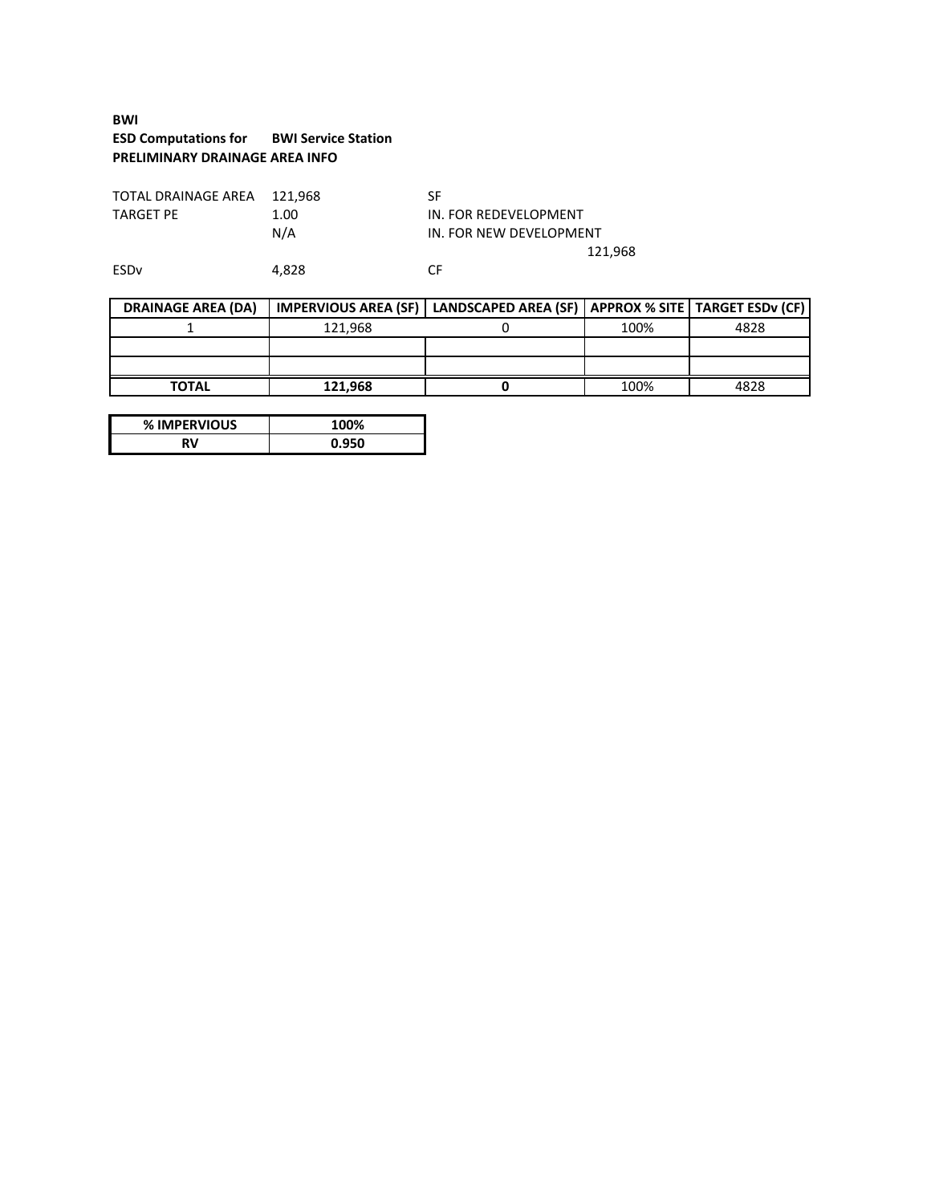**BWI**

**ESD Computations for BWI Service Station**

**PRELIMINARY DRAINAGE AREA INFO**

| | | |
|---|---|---|
| TOTAL DRAINAGE AREA | 121,968 | SF |
| TARGET PE | 1.00 | IN. FOR REDEVELOPMENT |
| | N/A | IN. FOR NEW DEVELOPMENT |
| | | 121,968 |
| ESDv | 4,828 | CF |

| DRAINAGE AREA (DA) | IMPERVIOUS AREA (SF) | LANDSCAPED AREA (SF) | APPROX % SITE | TARGET ESDv (CF) |
|---|---|---|---|---|
| 1 | 121,968 | 0 | 100% | 4828 |
| | | | | |
| | | | | |
| **TOTAL** | **121,968** | **0** | 100% | 4828 |

| % IMPERVIOUS | 100% |
|---|---|
| **RV** | **0.950** |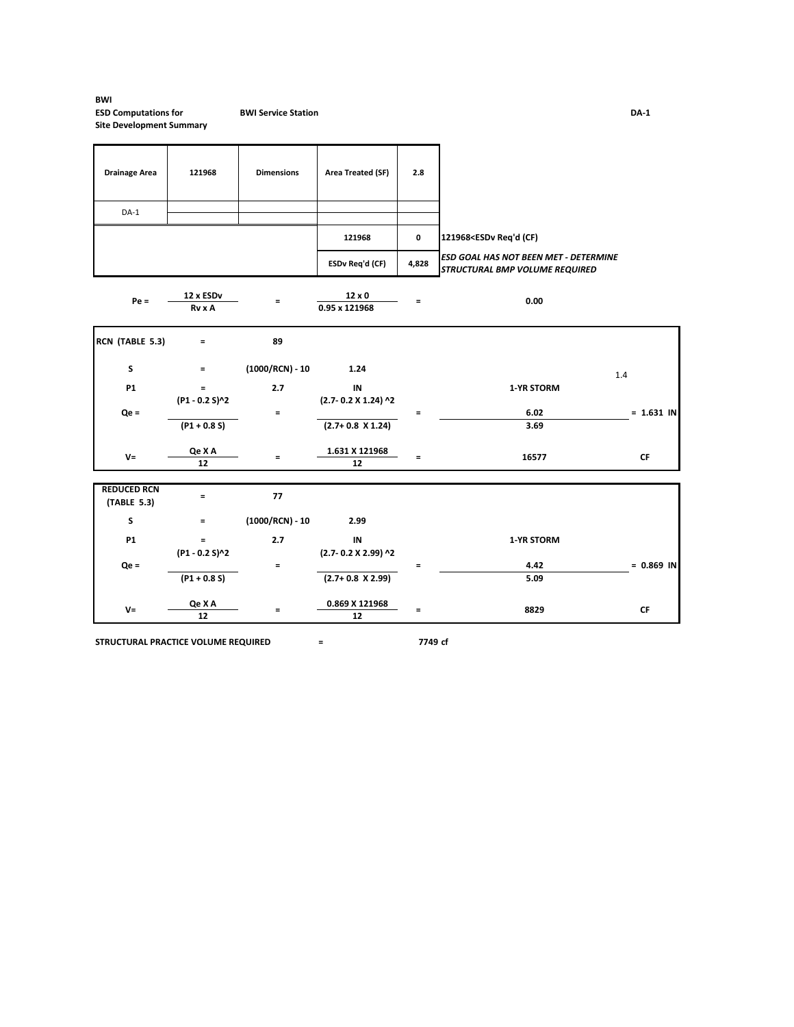**BWI**
**ESD Computations for** **BWI Service Station** **DA-1**
**Site Development Summary**

| Drainage Area | 121968 | Dimensions | Area Treated (SF) | 2.8 |
|---|---|---|---|---|
| DA-1 | | | | |
| | | | 121968 | 0 |
| | | | ESDv Req'd (CF) | 4,828 |

**121968<ESDv Req'd (CF)**

***ESD GOAL HAS NOT BEEN MET - DETERMINE STRUCTURAL BMP VOLUME REQUIRED***

$$Pe = \frac{12 \times ESDv}{Rv \times A} = \frac{12 \times 0}{0.95 \times 121968} = 0.00$$

| | | | | | | |
|---|---|---|---|---|---|---|
| **RCN (TABLE 5.3)** | = | **89** | | | | |
| **S** | = | **(1000/RCN) - 10** | **1.24** | | | 1.4 |
| **P1** | = | **2.7** | **IN** | | **1-YR STORM** | |

$$Qe = \frac{(P1 - 0.2\,S)^2}{(P1 + 0.8\,S)} = \frac{(2.7 - 0.2 \times 1.24)^2}{(2.7 + 0.8 \times 1.24)} = \frac{6.02}{3.69} = 1.631 \text{ IN}$$

$$V = \frac{Qe \times A}{12} = \frac{1.631 \times 121968}{12} = 16577 \text{ CF}$$

| | | | | | |
|---|---|---|---|---|---|
| **REDUCED RCN (TABLE 5.3)** | = | **77** | | | |
| **S** | = | **(1000/RCN) - 10** | **2.99** | | |
| **P1** | = | **2.7** | **IN** | | **1-YR STORM** |

$$Qe = \frac{(P1 - 0.2\,S)^2}{(P1 + 0.8\,S)} = \frac{(2.7 - 0.2 \times 2.99)^2}{(2.7 + 0.8 \times 2.99)} = \frac{4.42}{5.09} = 0.869 \text{ IN}$$

$$V = \frac{Qe \times A}{12} = \frac{0.869 \times 121968}{12} = 8829 \text{ CF}$$

**STRUCTURAL PRACTICE VOLUME REQUIRED = 7749 cf**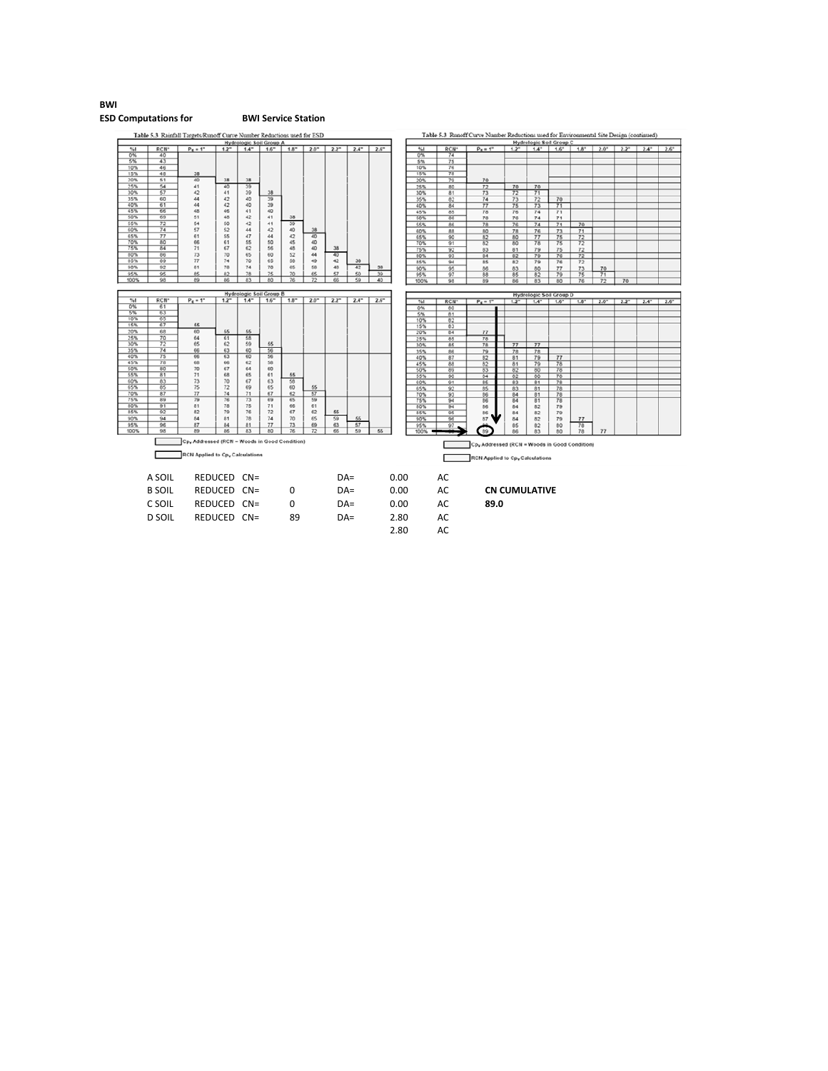**BWI**

**ESD Computations for BWI Service Station**

Table 5.3 Rainfall Targets/Runoff Curve Number Reductions used for ESD

| Hydrologic Soil Group A | | | | | | | | | | |
|---|---|---|---|---|---|---|---|---|---|---|
| %I | RCN* | $P_E$ = 1" | 1.2" | 1.4" | 1.6" | 1.8" | 2.0" | 2.2" | 2.4" | 2.6" |
| 0% | 40 | | | | | | | | | |
| 5% | 43 | | | | | | | | | |
| 10% | 46 | | | | | | | | | |
| 15% | 48 | 38 | | | | | | | | |
| 20% | 51 | 40 | 38 | 38 | | | | | | |
| 25% | 54 | 41 | 40 | 39 | | | | | | |
| 30% | 57 | 42 | 41 | 39 | 38 | | | | | |
| 35% | 60 | 44 | 42 | 40 | 39 | | | | | |
| 40% | 61 | 44 | 42 | 40 | 39 | | | | | |
| 45% | 66 | 48 | 46 | 41 | 40 | | | | | |
| 50% | 69 | 51 | 48 | 42 | 41 | 38 | | | | |
| 55% | 72 | 54 | 50 | 42 | 41 | 39 | | | | |
| 60% | 74 | 57 | 52 | 44 | 42 | 40 | 38 | | | |
| 65% | 77 | 61 | 55 | 47 | 44 | 42 | 40 | | | |
| 70% | 80 | 66 | 61 | 55 | 50 | 45 | 40 | | | |
| 75% | 84 | 71 | 67 | 62 | 56 | 48 | 40 | 38 | | |
| 80% | 86 | 73 | 70 | 65 | 60 | 52 | 44 | 40 | | |
| 85% | 89 | 77 | 74 | 70 | 65 | 58 | 49 | 42 | 39 | |
| 90% | 92 | 81 | 78 | 74 | 70 | 65 | 58 | 48 | 42 | 38 |
| 95% | 95 | 85 | 82 | 78 | 75 | 70 | 65 | 57 | 50 | 39 |
| 100% | 98 | 89 | 86 | 83 | 80 | 76 | 72 | 68 | 59 | 40 |

| Hydrologic Soil Group B | | | | | | | | | | |
|---|---|---|---|---|---|---|---|---|---|---|
| %I | RCN* | $P_E$ = 1" | 1.2" | 1.4" | 1.6" | 1.8" | 2.0" | 2.2" | 2.4" | 2.6" |
| 0% | 61 | | | | | | | | | |
| 5% | 63 | | | | | | | | | |
| 10% | 65 | | | | | | | | | |
| 15% | 67 | 55 | | | | | | | | |
| 20% | 68 | 60 | 55 | 55 | | | | | | |
| 25% | 70 | 64 | 61 | 58 | | | | | | |
| 30% | 72 | 65 | 62 | 59 | 55 | | | | | |
| 35% | 74 | 66 | 63 | 60 | 56 | | | | | |
| 40% | 75 | 66 | 63 | 60 | 56 | | | | | |
| 45% | 78 | 68 | 66 | 62 | 58 | | | | | |
| 50% | 80 | 70 | 67 | 64 | 60 | | | | | |
| 55% | 81 | 71 | 68 | 65 | 61 | 55 | | | | |
| 60% | 83 | 73 | 70 | 67 | 63 | 58 | | | | |
| 65% | 85 | 75 | 72 | 69 | 65 | 60 | 55 | | | |
| 70% | 87 | 77 | 74 | 71 | 67 | 62 | 57 | | | |
| 75% | 89 | 79 | 76 | 73 | 69 | 65 | 59 | | | |
| 80% | 91 | 81 | 78 | 75 | 71 | 66 | 61 | | | |
| 85% | 92 | 82 | 79 | 76 | 72 | 67 | 62 | 55 | | |
| 90% | 94 | 84 | 81 | 78 | 74 | 70 | 65 | 59 | 55 | |
| 95% | 96 | 87 | 84 | 81 | 77 | 73 | 69 | 63 | 57 | |
| 100% | 98 | 89 | 86 | 83 | 80 | 76 | 72 | 66 | 59 | 55 |

Table 5.3 Runoff Curve Number Reductions used for Environmental Site Design (continued)

| Hydrologic Soil Group C | | | | | | | | | | |
|---|---|---|---|---|---|---|---|---|---|---|
| %I | RCN* | $P_E$ = 1" | 1.2" | 1.4" | 1.6" | 1.8" | 2.0" | 2.2" | 2.4" | 2.6" |
| 0% | 74 | | | | | | | | | |
| 5% | 75 | | | | | | | | | |
| 10% | 76 | | | | | | | | | |
| 15% | 78 | | | | | | | | | |
| 20% | 79 | 70 | | | | | | | | |
| 25% | 80 | 72 | 70 | 70 | | | | | | |
| 30% | 81 | 73 | 72 | 71 | | | | | | |
| 35% | 82 | 74 | 73 | 72 | 70 | | | | | |
| 40% | 84 | 77 | 75 | 73 | 71 | | | | | |
| 45% | 85 | 78 | 76 | 74 | 71 | | | | | |
| 50% | 86 | 78 | 76 | 74 | 71 | | | | | |
| 55% | 86 | 78 | 76 | 74 | 71 | 70 | | | | |
| 60% | 88 | 80 | 78 | 76 | 73 | 71 | | | | |
| 65% | 90 | 82 | 80 | 77 | 75 | 72 | | | | |
| 70% | 91 | 82 | 80 | 78 | 75 | 72 | | | | |
| 75% | 92 | 83 | 81 | 79 | 75 | 72 | | | | |
| 80% | 93 | 84 | 82 | 79 | 76 | 72 | | | | |
| 85% | 94 | 85 | 82 | 79 | 76 | 72 | | | | |
| 90% | 95 | 86 | 83 | 80 | 77 | 73 | 70 | | | |
| 95% | 97 | 88 | 85 | 82 | 79 | 75 | 71 | | | |
| 100% | 98 | 89 | 86 | 83 | 80 | 76 | 72 | 70 | | |

| Hydrologic Soil Group D | | | | | | | | | | |
|---|---|---|---|---|---|---|---|---|---|---|
| %I | RCN* | $P_E$ = 1" | 1.2" | 1.4" | 1.6" | 1.8" | 2.0" | 2.2" | 2.4" | 2.6" |
| 0% | 80 | | | | | | | | | |
| 5% | 81 | | | | | | | | | |
| 10% | 82 | | | | | | | | | |
| 15% | 83 | | | | | | | | | |
| 20% | 84 | 77 | | | | | | | | |
| 25% | 85 | 78 | | | | | | | | |
| 30% | 85 | 78 | 77 | 77 | | | | | | |
| 35% | 86 | 79 | 78 | 78 | | | | | | |
| 40% | 87 | 82 | 81 | 79 | 77 | | | | | |
| 45% | 88 | 82 | 81 | 79 | 78 | | | | | |
| 50% | 89 | 83 | 82 | 80 | 78 | | | | | |
| 55% | 90 | 84 | 82 | 80 | 78 | | | | | |
| 60% | 91 | 85 | 83 | 81 | 78 | | | | | |
| 65% | 92 | 85 | 83 | 81 | 78 | | | | | |
| 70% | 93 | 86 | 84 | 81 | 78 | | | | | |
| 75% | 94 | 86 | 84 | 81 | 78 | | | | | |
| 80% | 94 | 86 | 84 | 82 | 79 | | | | | |
| 85% | 96 | 86 | 84 | 82 | 79 | | | | | |
| 90% | 96 | 87 | 84 | 82 | 79 | 77 | | | | |
| 95% | 97 | 88 | 85 | 82 | 80 | 78 | | | | |
| 100% | 98 | 89 | 86 | 83 | 80 | 78 | 77 | | | |

$Cp_v$ Addressed (RCN = Woods in Good Condition)

RCN Applied to $Cp_v$ Calculations

| | | | | | | |
|---|---|---|---|---|---|---|
| A SOIL | REDUCED CN= | | DA= | 0.00 | AC | |
| B SOIL | REDUCED CN= | 0 | DA= | 0.00 | AC | **CN CUMULATIVE** |
| C SOIL | REDUCED CN= | 0 | DA= | 0.00 | AC | **89.0** |
| D SOIL | REDUCED CN= | 89 | DA= | 2.80 | AC | |
| | | | | 2.80 | AC | |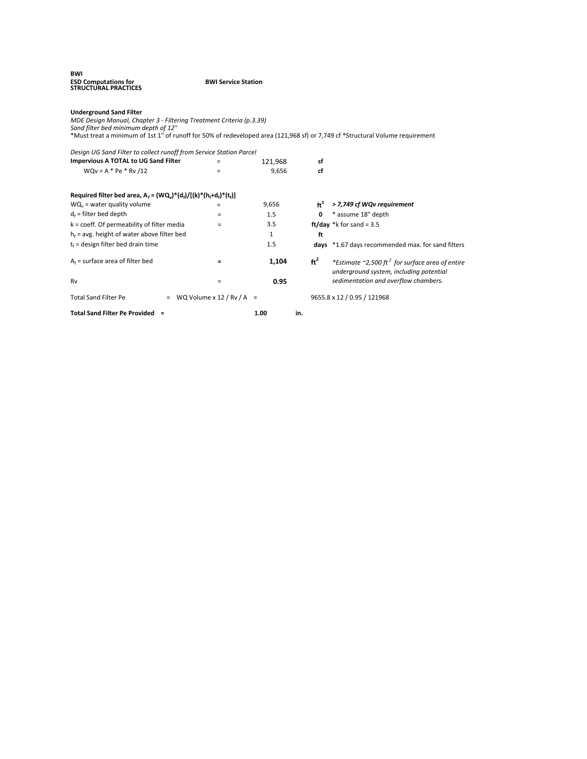**BWI**
**ESD Computations for STRUCTURAL PRACTICES** **BWI Service Station**

**Underground Sand Filter**
*MDE Design Manual, Chapter 3 - Filtering Treatment Criteria (p.3.39)*
*Sand filter bed minimum depth of 12"*
*Must treat a minimum of 1st 1" of runoff for 50% of redeveloped area (121,968 sf) or 7,749 cf *Structural Volume requirement

*Design UG Sand Filter to collect runoff from Service Station Parcel*

| | | | | |
|---|---|---|---|---|
| **Impervious A TOTAL to UG Sand Filter** | = | 121,968 | **sf** | |
| WQv = A * Pe * Rv /12 | = | 9,656 | **cf** | |

**Required filter bed area, $A_f = (WQ_v)*(d_f)/[(k)*(h_f+d_f)*(t_f)]$**

| | | | | |
|---|---|---|---|---|
| $WQ_v$ = water quality volume | = | 9,656 | **$ft^3$** | ***> 7,749 cf WQv requirement*** |
| $d_f$ = filter bed depth | = | 1.5 | **0** | * assume 18" depth |
| k = coeff. Of permeability of filter media | = | 3.5 | **ft/day** | *k for sand = 3.5 |
| $h_f$ = avg. height of water above filter bed | | 1 | **ft** | |
| $t_f$ = design filter bed drain time | | 1.5 | **days** | *1.67 days recommended max. for sand filters |
| $A_f$ = surface area of filter bed | **=** | **1,104** | **$ft^2$** | *\*Estimate ~2,500 $ft^2$ for surface area of entire underground system, including potential sedimentation and overflow chambers.* |
| Rv | = | **0.95** | | |
| Total Sand Filter Pe | = WQ Volume x 12 / Rv / A = | | | 9655.8 x 12 / 0.95 / 121968 |
| **Total Sand Filter Pe Provided =** | | **1.00** | **in.** | |